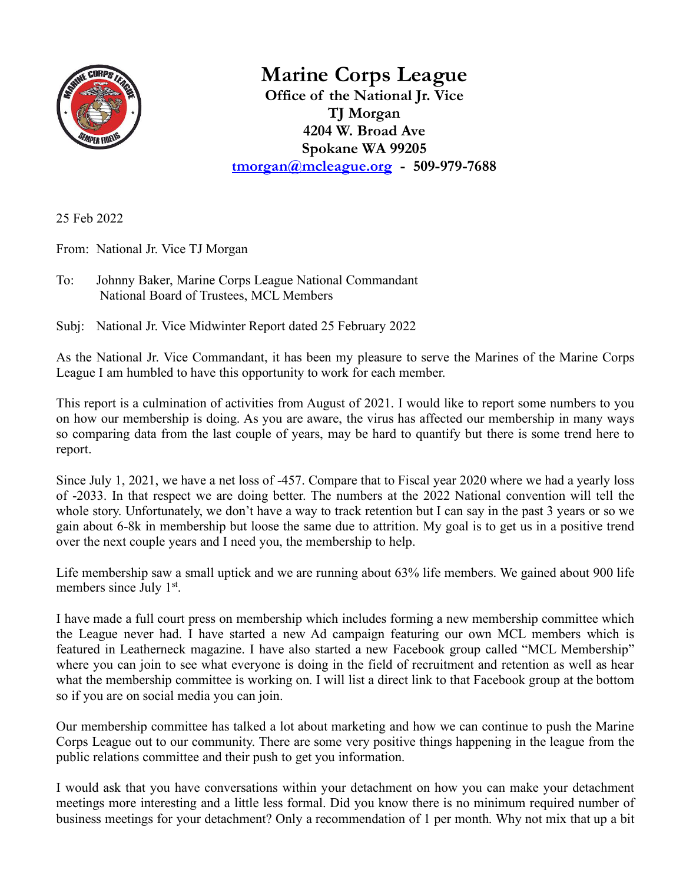# Marine Corps League

**Office of the National Jr. Vice**
**TJ Morgan**
**4204 W. Broad Ave**
**Spokane WA 99205**
**[tmorgan@mcleague.org](mailto:tmorgan@mcleague.org) - 509-979-7688**

25 Feb 2022

From: National Jr. Vice TJ Morgan

To: Johnny Baker, Marine Corps League National Commandant
National Board of Trustees, MCL Members

Subj: National Jr. Vice Midwinter Report dated 25 February 2022

As the National Jr. Vice Commandant, it has been my pleasure to serve the Marines of the Marine Corps League I am humbled to have this opportunity to work for each member.

This report is a culmination of activities from August of 2021. I would like to report some numbers to you on how our membership is doing. As you are aware, the virus has affected our membership in many ways so comparing data from the last couple of years, may be hard to quantify but there is some trend here to report.

Since July 1, 2021, we have a net loss of -457. Compare that to Fiscal year 2020 where we had a yearly loss of -2033. In that respect we are doing better. The numbers at the 2022 National convention will tell the whole story. Unfortunately, we don't have a way to track retention but I can say in the past 3 years or so we gain about 6-8k in membership but loose the same due to attrition. My goal is to get us in a positive trend over the next couple years and I need you, the membership to help.

Life membership saw a small uptick and we are running about 63% life members. We gained about 900 life members since July 1st.

I have made a full court press on membership which includes forming a new membership committee which the League never had. I have started a new Ad campaign featuring our own MCL members which is featured in Leatherneck magazine. I have also started a new Facebook group called "MCL Membership" where you can join to see what everyone is doing in the field of recruitment and retention as well as hear what the membership committee is working on. I will list a direct link to that Facebook group at the bottom so if you are on social media you can join.

Our membership committee has talked a lot about marketing and how we can continue to push the Marine Corps League out to our community. There are some very positive things happening in the league from the public relations committee and their push to get you information.

I would ask that you have conversations within your detachment on how you can make your detachment meetings more interesting and a little less formal. Did you know there is no minimum required number of business meetings for your detachment? Only a recommendation of 1 per month. Why not mix that up a bit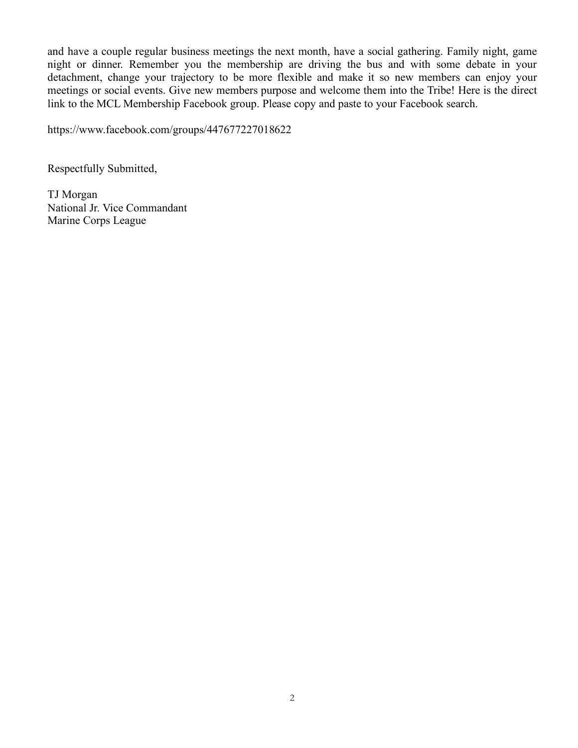and have a couple regular business meetings the next month, have a social gathering. Family night, game night or dinner. Remember you the membership are driving the bus and with some debate in your detachment, change your trajectory to be more flexible and make it so new members can enjoy your meetings or social events. Give new members purpose and welcome them into the Tribe! Here is the direct link to the MCL Membership Facebook group. Please copy and paste to your Facebook search.

https://www.facebook.com/groups/447677227018622

Respectfully Submitted,

TJ Morgan  
National Jr. Vice Commandant  
Marine Corps League